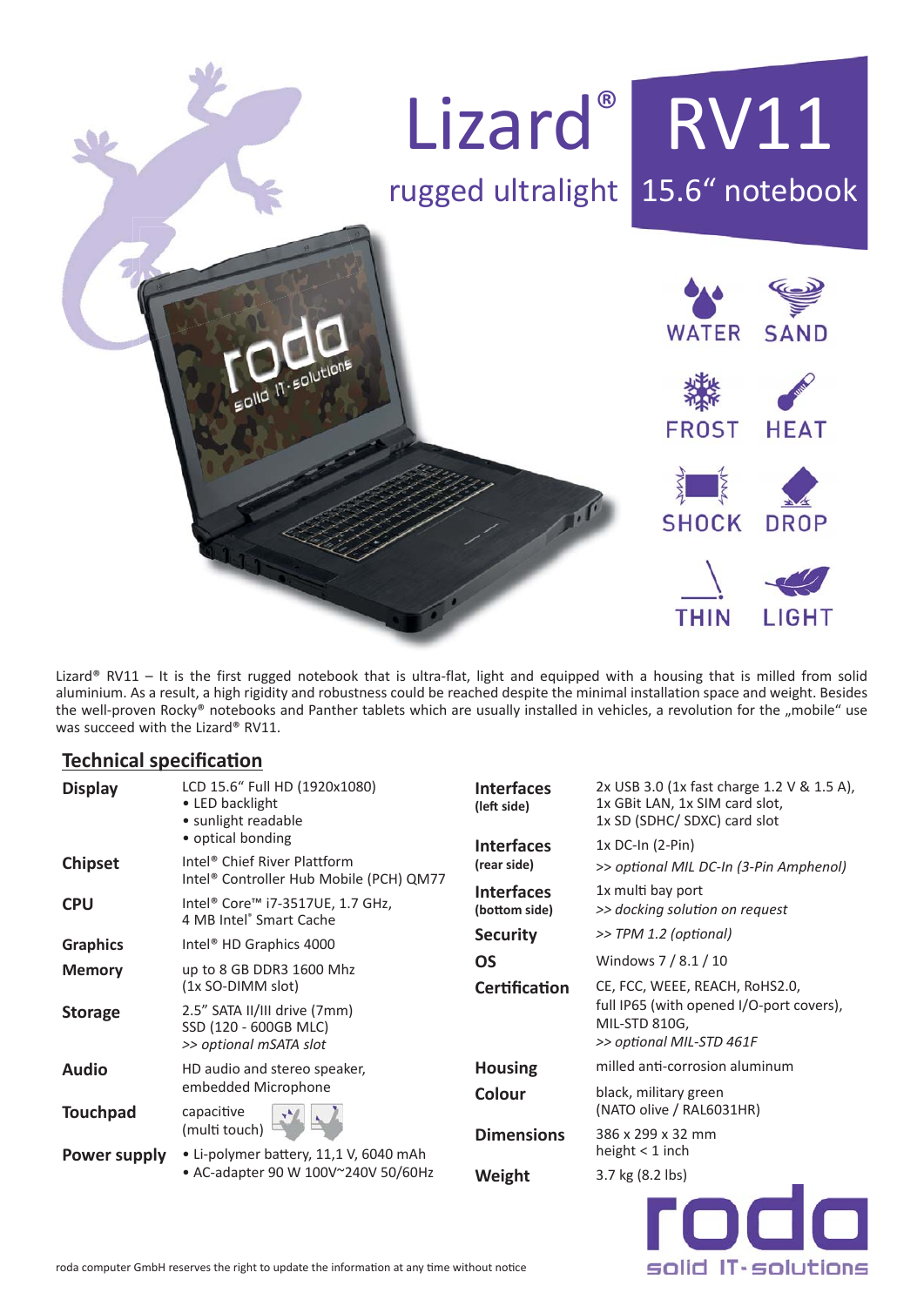# Lizard® RV11

## rugged ultralight 15.6" notebook

WATER SAND
FROST HEAT
SHOCK DROP
THIN LIGHT

Lizard® RV11 – It is the first rugged notebook that is ultra-flat, light and equipped with a housing that is milled from solid aluminium. As a result, a high rigidity and robustness could be reached despite the minimal installation space and weight. Besides the well-proven Rocky® notebooks and Panther tablets which are usually installed in vehicles, a revolution for the „mobile" use was succeed with the Lizard® RV11.

## Technical specification

| | |
|---|---|
| **Display** | LCD 15.6" Full HD (1920x1080)<br>• LED backlight<br>• sunlight readable<br>• optical bonding |
| **Chipset** | Intel® Chief River Plattform<br>Intel® Controller Hub Mobile (PCH) QM77 |
| **CPU** | Intel® Core™ i7-3517UE, 1.7 GHz,<br>4 MB Intel® Smart Cache |
| **Graphics** | Intel® HD Graphics 4000 |
| **Memory** | up to 8 GB DDR3 1600 Mhz<br>(1x SO-DIMM slot) |
| **Storage** | 2.5" SATA II/III drive (7mm)<br>SSD (120 - 600GB MLC)<br>*>> optional mSATA slot* |
| **Audio** | HD audio and stereo speaker,<br>embedded Microphone |
| **Touchpad** | capacitive<br>(multi touch) |
| **Power supply** | • Li-polymer battery, 11,1 V, 6040 mAh<br>• AC-adapter 90 W 100V~240V 50/60Hz |
| **Interfaces (left side)** | 2x USB 3.0 (1x fast charge 1.2 V & 1.5 A),<br>1x GBit LAN, 1x SIM card slot,<br>1x SD (SDHC/ SDXC) card slot |
| **Interfaces (rear side)** | 1x DC-In (2-Pin)<br>*>> optional MIL DC-In (3-Pin Amphenol)* |
| **Interfaces (bottom side)** | 1x multi bay port<br>*>> docking solution on request* |
| **Security** | *>> TPM 1.2 (optional)* |
| **OS** | Windows 7 / 8.1 / 10 |
| **Certification** | CE, FCC, WEEE, REACH, RoHS2.0,<br>full IP65 (with opened I/O-port covers),<br>MIL-STD 810G,<br>*>> optional MIL-STD 461F* |
| **Housing** | milled anti-corrosion aluminum |
| **Colour** | black, military green<br>(NATO olive / RAL6031HR) |
| **Dimensions** | 386 x 299 x 32 mm<br>height < 1 inch |
| **Weight** | 3.7 kg (8.2 lbs) |

roda computer GmbH reserves the right to update the information at any time without notice

roda solid IT-solutions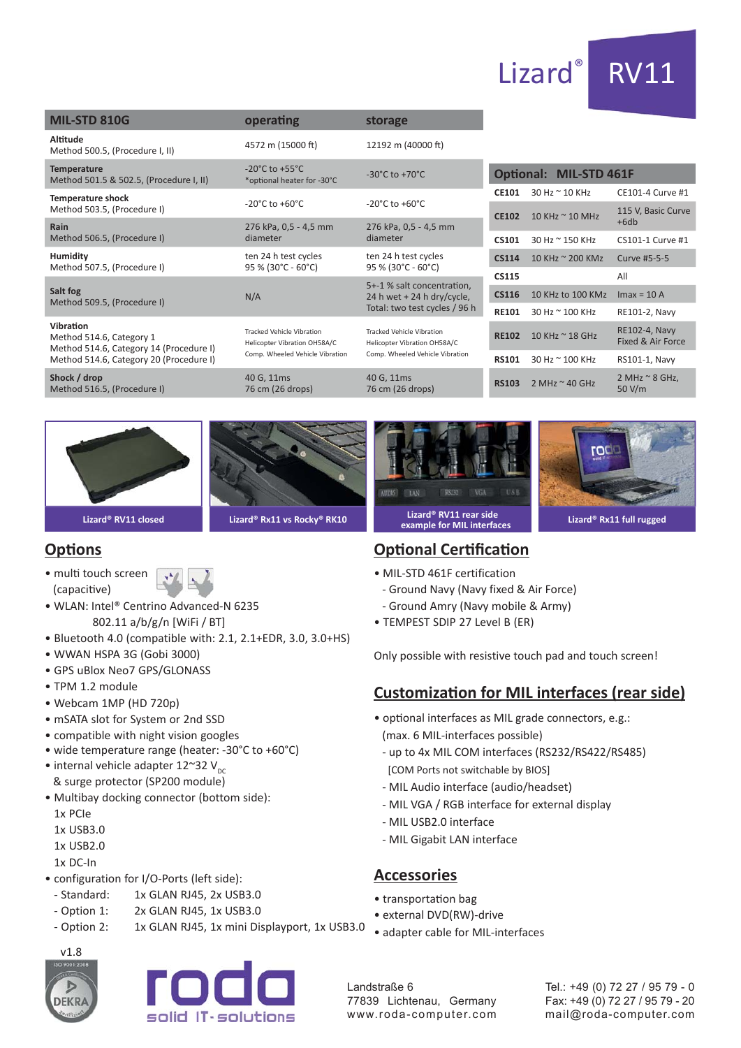# Lizard® RV11

| MIL-STD 810G | operating | storage |
|---|---|---|
| **Altitude** Method 500.5, (Procedure I, II) | 4572 m (15000 ft) | 12192 m (40000 ft) |
| **Temperature** Method 501.5 & 502.5, (Procedure I, II) | -20°C to +55°C *optional heater for -30°C | -30°C to +70°C |
| **Temperature shock** Method 503.5, (Procedure I) | -20°C to +60°C | -20°C to +60°C |
| **Rain** Method 506.5, (Procedure I) | 276 kPa, 0,5 - 4,5 mm diameter | 276 kPa, 0,5 - 4,5 mm diameter |
| **Humidity** Method 507.5, (Procedure I) | ten 24 h test cycles 95 % (30°C - 60°C) | ten 24 h test cycles 95 % (30°C - 60°C) |
| **Salt fog** Method 509.5, (Procedure I) | N/A | 5+-1 % salt concentration, 24 h wet + 24 h dry/cycle, Total: two test cycles / 96 h |
| **Vibration** Method 514.6, Category 1 Method 514.6, Category 14 (Procedure I) Method 514.6, Category 20 (Procedure I) | Tracked Vehicle Vibration Helicopter Vibration OH58A/C Comp. Wheeled Vehicle Vibration | Tracked Vehicle Vibration Helicopter Vibration OH58A/C Comp. Wheeled Vehicle Vibration |
| **Shock / drop** Method 516.5, (Procedure I) | 40 G, 11ms 76 cm (26 drops) | 40 G, 11ms 76 cm (26 drops) |

| Optional: MIL-STD 461F | | |
|---|---|---|
| **CE101** | 30 Hz ~ 10 KHz | CE101-4 Curve #1 |
| **CE102** | 10 KHz ~ 10 MHz | 115 V, Basic Curve +6db |
| **CS101** | 30 Hz ~ 150 KHz | CS101-1 Curve #1 |
| **CS114** | 10 KHz ~ 200 KMz | Curve #5-5-5 |
| **CS115** | | All |
| **CS116** | 10 KHz to 100 KMz | Imax = 10 A |
| **RE101** | 30 Hz ~ 100 KHz | RE101-2, Navy |
| **RE102** | 10 KHz ~ 18 GHz | RE102-4, Navy Fixed & Air Force |
| **RS101** | 30 Hz ~ 100 KHz | RS101-1, Navy |
| **RS103** | 2 MHz ~ 40 GHz | 2 MHz ~ 8 GHz, 50 V/m |

Lizard® RV11 closed

Lizard® Rx11 vs Rocky® RK10

Lizard® RV11 rear side example for MIL interfaces

Lizard® Rx11 full rugged

## Options

- multi touch screen (capacitive)
- WLAN: Intel® Centrino Advanced-N 6235 802.11 a/b/g/n [WiFi / BT]
- Bluetooth 4.0 (compatible with: 2.1, 2.1+EDR, 3.0, 3.0+HS)
- WWAN HSPA 3G (Gobi 3000)
- GPS uBlox Neo7 GPS/GLONASS
- TPM 1.2 module
- Webcam 1MP (HD 720p)
- mSATA slot for System or 2nd SSD
- compatible with night vision goggles
- wide temperature range (heater: -30°C to +60°C)
- internal vehicle adapter 12~32 $V_{DC}$ & surge protector (SP200 module)
- Multibay docking connector (bottom side):
  1x PCIe
  1x USB3.0
  1x USB2.0
  1x DC-In
- configuration for I/O-Ports (left side):
  - Standard: 1x GLAN RJ45, 2x USB3.0
  - Option 1: 2x GLAN RJ45, 1x USB3.0
  - Option 2: 1x GLAN RJ45, 1x mini Displayport, 1x USB3.0

## Optional Certification

- MIL-STD 461F certification
  - Ground Navy (Navy fixed & Air Force)
  - Ground Amry (Navy mobile & Army)
- TEMPEST SDIP 27 Level B (ER)

Only possible with resistive touch pad and touch screen!

## Customization for MIL interfaces (rear side)

- optional interfaces as MIL grade connectors, e.g.: (max. 6 MIL-interfaces possible)
  - up to 4x MIL COM interfaces (RS232/RS422/RS485) [COM Ports not switchable by BIOS]
  - MIL Audio interface (audio/headset)
  - MIL VGA / RGB interface for external display
  - MIL USB2.0 interface
  - MIL Gigabit LAN interface

## Accessories

- transportation bag
- external DVD(RW)-drive
- adapter cable for MIL-interfaces

v1.8

roda solid IT-solutions

Landstraße 6
77839 Lichtenau, Germany
www.roda-computer.com

Tel.: +49 (0) 72 27 / 95 79 - 0
Fax: +49 (0) 72 27 / 95 79 - 20
mail@roda-computer.com